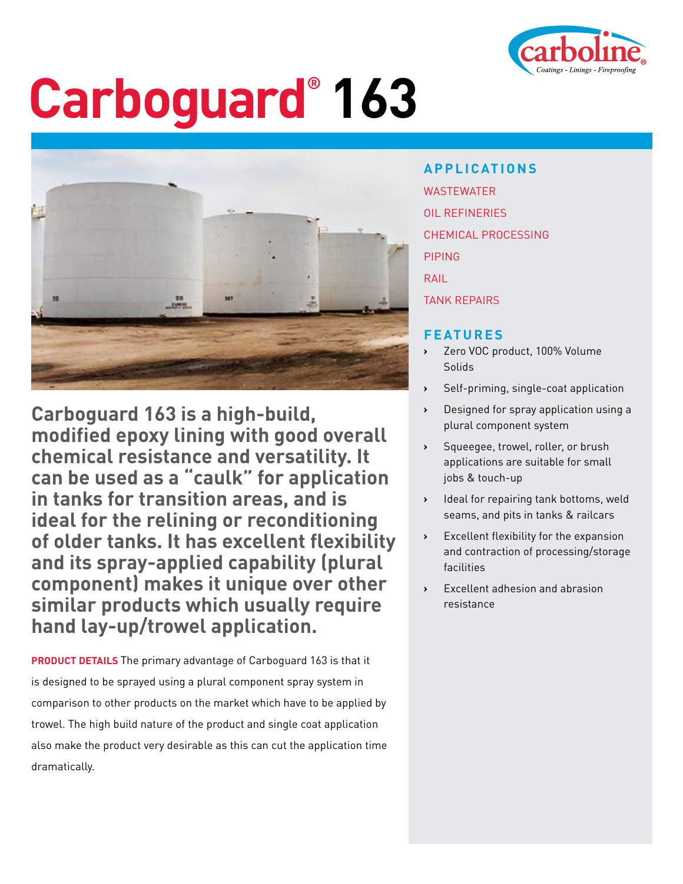# Carboguard® 163

**Carboguard 163 is a high-build, modified epoxy lining with good overall chemical resistance and versatility. It can be used as a "caulk" for application in tanks for transition areas, and is ideal for the relining or reconditioning of older tanks. It has excellent flexibility and its spray-applied capability (plural component) makes it unique over other similar products which usually require hand lay-up/trowel application.**

**PRODUCT DETAILS** The primary advantage of Carboguard 163 is that it is designed to be sprayed using a plural component spray system in comparison to other products on the market which have to be applied by trowel. The high build nature of the product and single coat application also make the product very desirable as this can cut the application time dramatically.

## APPLICATIONS

- WASTEWATER
- OIL REFINERIES
- CHEMICAL PROCESSING
- PIPING
- RAIL
- TANK REPAIRS

## FEATURES

- Zero VOC product, 100% Volume Solids
- Self-priming, single-coat application
- Designed for spray application using a plural component system
- Squeegee, trowel, roller, or brush applications are suitable for small jobs & touch-up
- Ideal for repairing tank bottoms, weld seams, and pits in tanks & railcars
- Excellent flexibility for the expansion and contraction of processing/storage facilities
- Excellent adhesion and abrasion resistance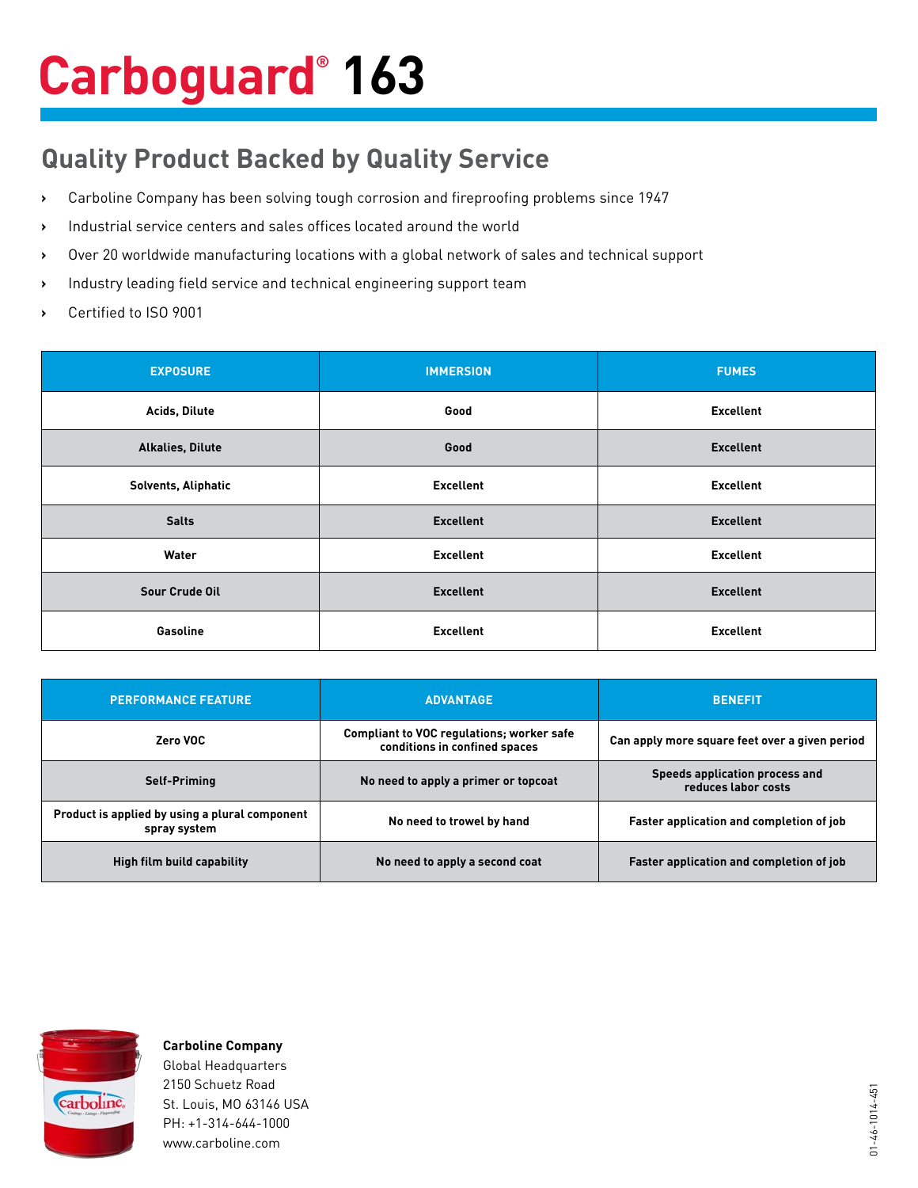# Carboguard® 163

## Quality Product Backed by Quality Service

- Carboline Company has been solving tough corrosion and fireproofing problems since 1947
- Industrial service centers and sales offices located around the world
- Over 20 worldwide manufacturing locations with a global network of sales and technical support
- Industry leading field service and technical engineering support team
- Certified to ISO 9001

| EXPOSURE | IMMERSION | FUMES |
|---|---|---|
| Acids, Dilute | Good | Excellent |
| Alkalies, Dilute | Good | Excellent |
| Solvents, Aliphatic | Excellent | Excellent |
| Salts | Excellent | Excellent |
| Water | Excellent | Excellent |
| Sour Crude Oil | Excellent | Excellent |
| Gasoline | Excellent | Excellent |

| PERFORMANCE FEATURE | ADVANTAGE | BENEFIT |
|---|---|---|
| Zero VOC | Compliant to VOC regulations; worker safe conditions in confined spaces | Can apply more square feet over a given period |
| Self-Priming | No need to apply a primer or topcoat | Speeds application process and reduces labor costs |
| Product is applied by using a plural component spray system | No need to trowel by hand | Faster application and completion of job |
| High film build capability | No need to apply a second coat | Faster application and completion of job |

**Carboline Company**
Global Headquarters
2150 Schuetz Road
St. Louis, MO 63146 USA
PH: +1-314-644-1000
www.carboline.com

01-46-1014-451